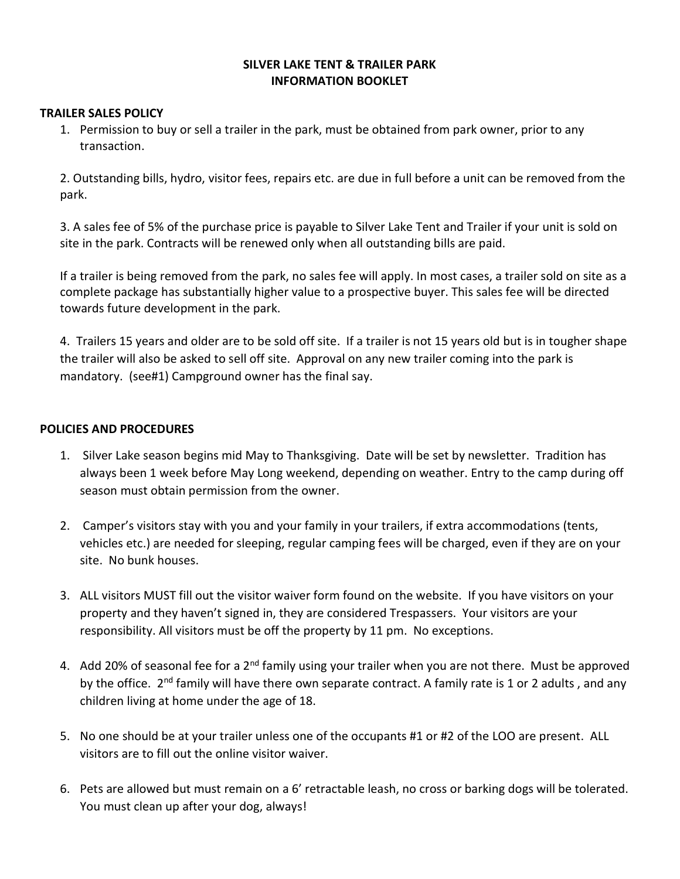# SILVER LAKE TENT & TRAILER PARK
# INFORMATION BOOKLET

## TRAILER SALES POLICY

1. Permission to buy or sell a trailer in the park, must be obtained from park owner, prior to any transaction.

2. Outstanding bills, hydro, visitor fees, repairs etc. are due in full before a unit can be removed from the park.

3. A sales fee of 5% of the purchase price is payable to Silver Lake Tent and Trailer if your unit is sold on site in the park. Contracts will be renewed only when all outstanding bills are paid.

If a trailer is being removed from the park, no sales fee will apply. In most cases, a trailer sold on site as a complete package has substantially higher value to a prospective buyer. This sales fee will be directed towards future development in the park.

4. Trailers 15 years and older are to be sold off site. If a trailer is not 15 years old but is in tougher shape the trailer will also be asked to sell off site. Approval on any new trailer coming into the park is mandatory. (see#1) Campground owner has the final say.

## POLICIES AND PROCEDURES

1. Silver Lake season begins mid May to Thanksgiving. Date will be set by newsletter. Tradition has always been 1 week before May Long weekend, depending on weather. Entry to the camp during off season must obtain permission from the owner.

2. Camper's visitors stay with you and your family in your trailers, if extra accommodations (tents, vehicles etc.) are needed for sleeping, regular camping fees will be charged, even if they are on your site. No bunk houses.

3. ALL visitors MUST fill out the visitor waiver form found on the website. If you have visitors on your property and they haven't signed in, they are considered Trespassers. Your visitors are your responsibility. All visitors must be off the property by 11 pm. No exceptions.

4. Add 20% of seasonal fee for a 2nd family using your trailer when you are not there. Must be approved by the office. 2nd family will have there own separate contract. A family rate is 1 or 2 adults , and any children living at home under the age of 18.

5. No one should be at your trailer unless one of the occupants #1 or #2 of the LOO are present. ALL visitors are to fill out the online visitor waiver.

6. Pets are allowed but must remain on a 6' retractable leash, no cross or barking dogs will be tolerated. You must clean up after your dog, always!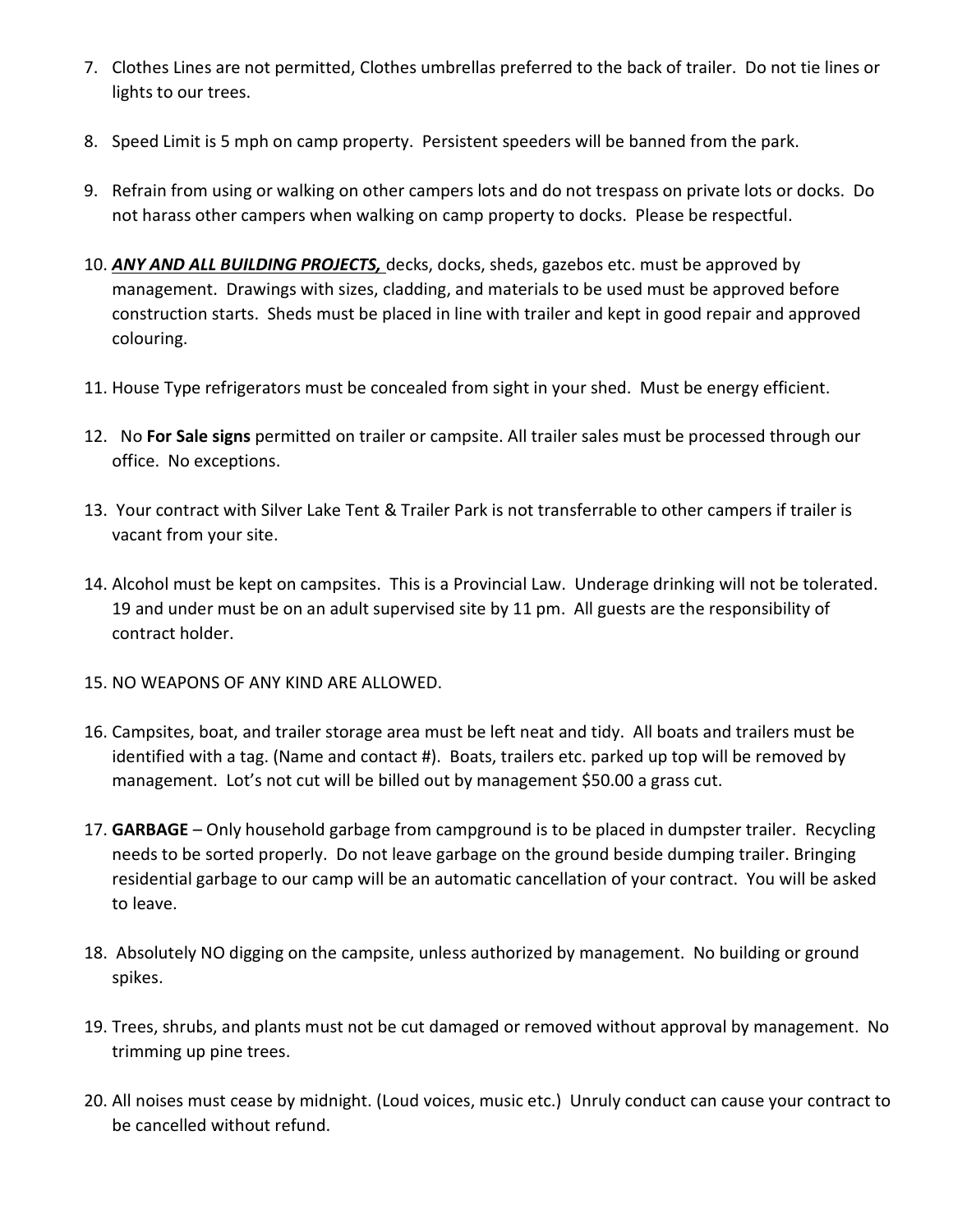7. Clothes Lines are not permitted, Clothes umbrellas preferred to the back of trailer. Do not tie lines or lights to our trees.

8. Speed Limit is 5 mph on camp property. Persistent speeders will be banned from the park.

9. Refrain from using or walking on other campers lots and do not trespass on private lots or docks. Do not harass other campers when walking on camp property to docks. Please be respectful.

10. ***ANY AND ALL BUILDING PROJECTS,*** decks, docks, sheds, gazebos etc. must be approved by management. Drawings with sizes, cladding, and materials to be used must be approved before construction starts. Sheds must be placed in line with trailer and kept in good repair and approved colouring.

11. House Type refrigerators must be concealed from sight in your shed. Must be energy efficient.

12. No **For Sale signs** permitted on trailer or campsite. All trailer sales must be processed through our office. No exceptions.

13. Your contract with Silver Lake Tent & Trailer Park is not transferrable to other campers if trailer is vacant from your site.

14. Alcohol must be kept on campsites. This is a Provincial Law. Underage drinking will not be tolerated. 19 and under must be on an adult supervised site by 11 pm. All guests are the responsibility of contract holder.

15. NO WEAPONS OF ANY KIND ARE ALLOWED.

16. Campsites, boat, and trailer storage area must be left neat and tidy. All boats and trailers must be identified with a tag. (Name and contact #). Boats, trailers etc. parked up top will be removed by management. Lot's not cut will be billed out by management $50.00 a grass cut.

17. **GARBAGE** – Only household garbage from campground is to be placed in dumpster trailer. Recycling needs to be sorted properly. Do not leave garbage on the ground beside dumping trailer. Bringing residential garbage to our camp will be an automatic cancellation of your contract. You will be asked to leave.

18. Absolutely NO digging on the campsite, unless authorized by management. No building or ground spikes.

19. Trees, shrubs, and plants must not be cut damaged or removed without approval by management. No trimming up pine trees.

20. All noises must cease by midnight. (Loud voices, music etc.) Unruly conduct can cause your contract to be cancelled without refund.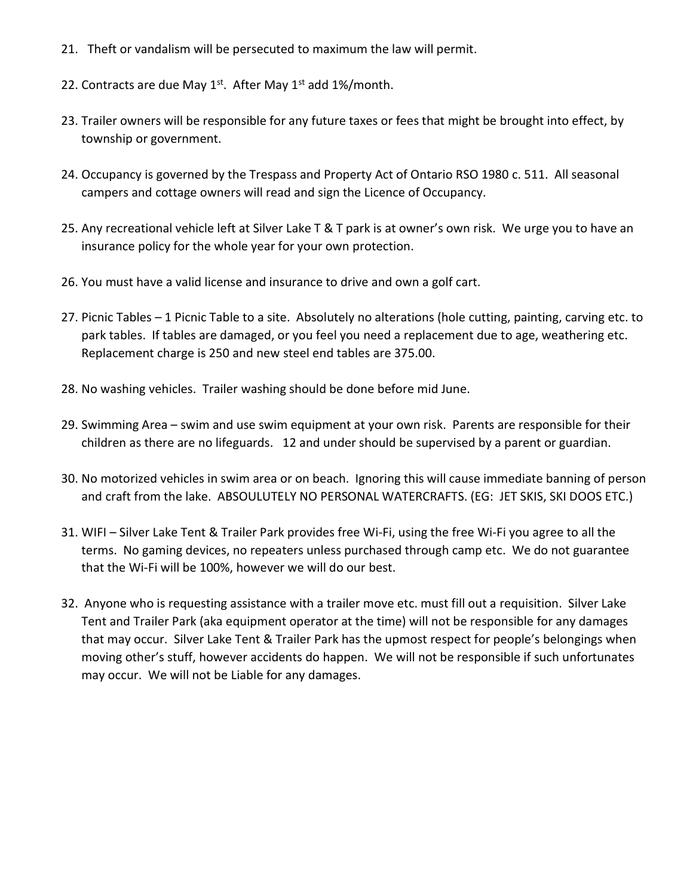21. Theft or vandalism will be persecuted to maximum the law will permit.

22. Contracts are due May 1st. After May 1st add 1%/month.

23. Trailer owners will be responsible for any future taxes or fees that might be brought into effect, by township or government.

24. Occupancy is governed by the Trespass and Property Act of Ontario RSO 1980 c. 511. All seasonal campers and cottage owners will read and sign the Licence of Occupancy.

25. Any recreational vehicle left at Silver Lake T & T park is at owner's own risk. We urge you to have an insurance policy for the whole year for your own protection.

26. You must have a valid license and insurance to drive and own a golf cart.

27. Picnic Tables – 1 Picnic Table to a site. Absolutely no alterations (hole cutting, painting, carving etc. to park tables. If tables are damaged, or you feel you need a replacement due to age, weathering etc. Replacement charge is 250 and new steel end tables are 375.00.

28. No washing vehicles. Trailer washing should be done before mid June.

29. Swimming Area – swim and use swim equipment at your own risk. Parents are responsible for their children as there are no lifeguards. 12 and under should be supervised by a parent or guardian.

30. No motorized vehicles in swim area or on beach. Ignoring this will cause immediate banning of person and craft from the lake. ABSOULUTELY NO PERSONAL WATERCRAFTS. (EG: JET SKIS, SKI DOOS ETC.)

31. WIFI – Silver Lake Tent & Trailer Park provides free Wi-Fi, using the free Wi-Fi you agree to all the terms. No gaming devices, no repeaters unless purchased through camp etc. We do not guarantee that the Wi-Fi will be 100%, however we will do our best.

32. Anyone who is requesting assistance with a trailer move etc. must fill out a requisition. Silver Lake Tent and Trailer Park (aka equipment operator at the time) will not be responsible for any damages that may occur. Silver Lake Tent & Trailer Park has the upmost respect for people's belongings when moving other's stuff, however accidents do happen. We will not be responsible if such unfortunates may occur. We will not be Liable for any damages.